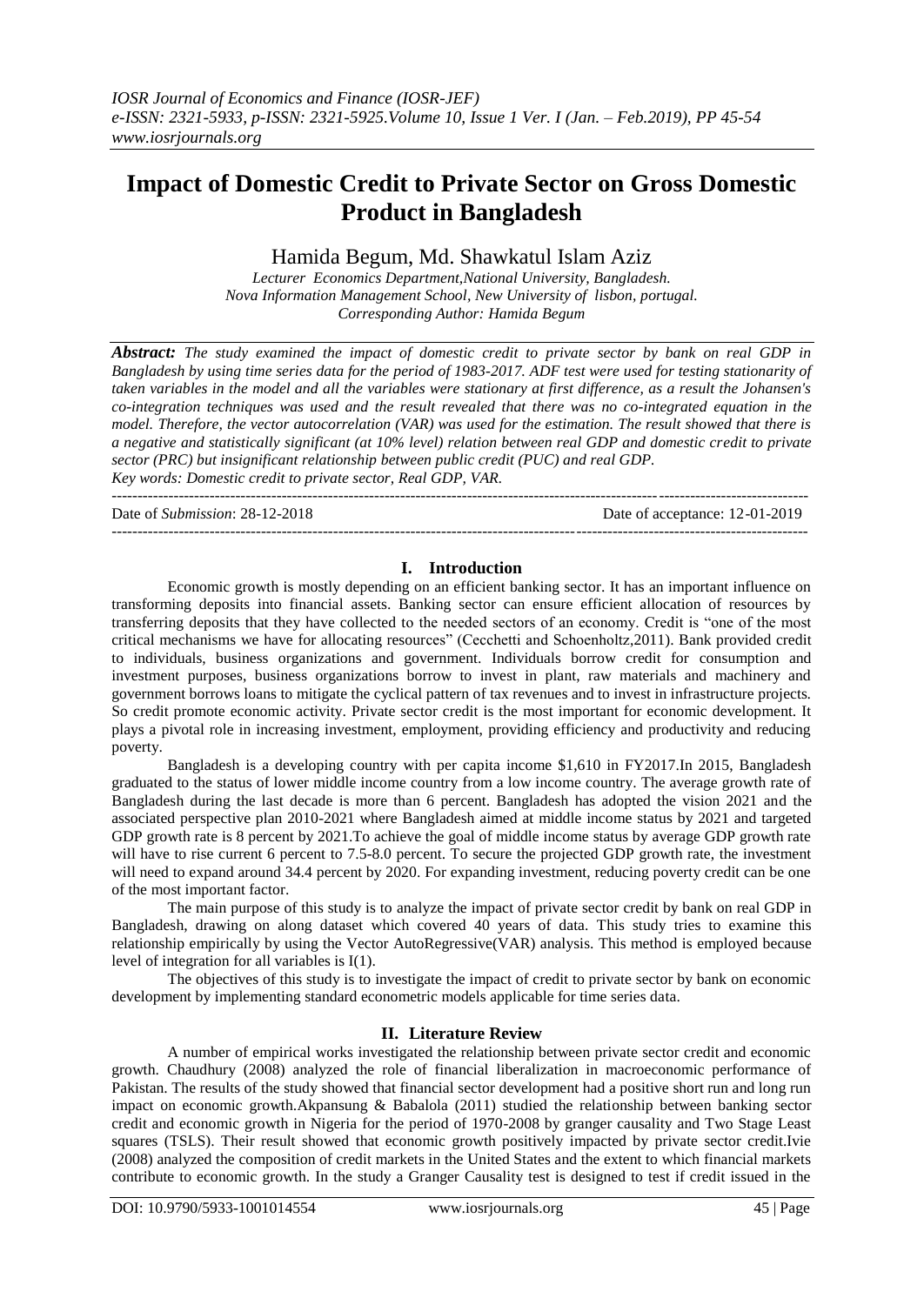# Impact of Domestic Credit to Private Sector on Gross Domestic Product in Bangladesh

Hamida Begum, Md. Shawkatul Islam Aziz

*Lecturer Economics Department,National University, Bangladesh.*
*Nova Information Management School, New University of lisbon, portugal.*
*Corresponding Author: Hamida Begum*

***Abstract:*** *The study examined the impact of domestic credit to private sector by bank on real GDP in Bangladesh by using time series data for the period of 1983-2017. ADF test were used for testing stationarity of taken variables in the model and all the variables were stationary at first difference, as a result the Johansen's co-integration techniques was used and the result revealed that there was no co-integrated equation in the model. Therefore, the vector autocorrelation (VAR) was used for the estimation. The result showed that there is a negative and statistically significant (at 10% level) relation between real GDP and domestic credit to private sector (PRC) but insignificant relationship between public credit (PUC) and real GDP.*

***Key words:*** *Domestic credit to private sector, Real GDP, VAR.*

---

Date of *Submission*: 28-12-2018 Date of acceptance: 12-01-2019

---

## I. Introduction

Economic growth is mostly depending on an efficient banking sector. It has an important influence on transforming deposits into financial assets. Banking sector can ensure efficient allocation of resources by transferring deposits that they have collected to the needed sectors of an economy. Credit is "one of the most critical mechanisms we have for allocating resources" (Cecchetti and Schoenholtz,2011). Bank provided credit to individuals, business organizations and government. Individuals borrow credit for consumption and investment purposes, business organizations borrow to invest in plant, raw materials and machinery and government borrows loans to mitigate the cyclical pattern of tax revenues and to invest in infrastructure projects. So credit promote economic activity. Private sector credit is the most important for economic development. It plays a pivotal role in increasing investment, employment, providing efficiency and productivity and reducing poverty.

Bangladesh is a developing country with per capita income $1,610 in FY2017.In 2015, Bangladesh graduated to the status of lower middle income country from a low income country. The average growth rate of Bangladesh during the last decade is more than 6 percent. Bangladesh has adopted the vision 2021 and the associated perspective plan 2010-2021 where Bangladesh aimed at middle income status by 2021 and targeted GDP growth rate is 8 percent by 2021.To achieve the goal of middle income status by average GDP growth rate will have to rise current 6 percent to 7.5-8.0 percent. To secure the projected GDP growth rate, the investment will need to expand around 34.4 percent by 2020. For expanding investment, reducing poverty credit can be one of the most important factor.

The main purpose of this study is to analyze the impact of private sector credit by bank on real GDP in Bangladesh, drawing on along dataset which covered 40 years of data. This study tries to examine this relationship empirically by using the Vector AutoRegressive(VAR) analysis. This method is employed because level of integration for all variables is I(1).

The objectives of this study is to investigate the impact of credit to private sector by bank on economic development by implementing standard econometric models applicable for time series data.

## II. Literature Review

A number of empirical works investigated the relationship between private sector credit and economic growth. Chaudhury (2008) analyzed the role of financial liberalization in macroeconomic performance of Pakistan. The results of the study showed that financial sector development had a positive short run and long run impact on economic growth.Akpansung & Babalola (2011) studied the relationship between banking sector credit and economic growth in Nigeria for the period of 1970-2008 by granger causality and Two Stage Least squares (TSLS). Their result showed that economic growth positively impacted by private sector credit.Ivie (2008) analyzed the composition of credit markets in the United States and the extent to which financial markets contribute to economic growth. In the study a Granger Causality test is designed to test if credit issued in the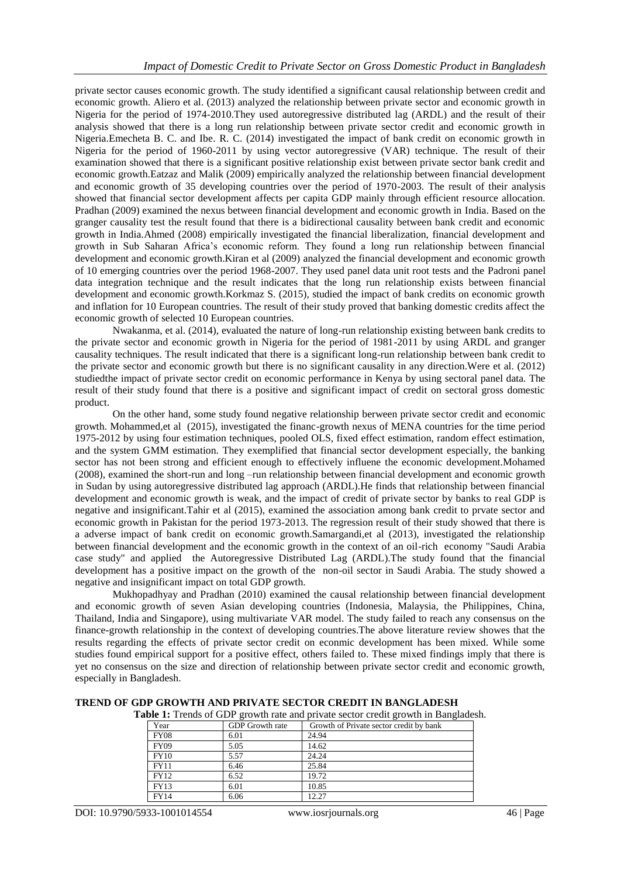private sector causes economic growth. The study identified a significant causal relationship between credit and economic growth. Aliero et al. (2013) analyzed the relationship between private sector and economic growth in Nigeria for the period of 1974-2010.They used autoregressive distributed lag (ARDL) and the result of their analysis showed that there is a long run relationship between private sector credit and economic growth in Nigeria.Emecheta B. C. and Ibe. R. C. (2014) investigated the impact of bank credit on economic growth in Nigeria for the period of 1960-2011 by using vector autoregressive (VAR) technique. The result of their examination showed that there is a significant positive relationship exist between private sector bank credit and economic growth.Eatzaz and Malik (2009) empirically analyzed the relationship between financial development and economic growth of 35 developing countries over the period of 1970-2003. The result of their analysis showed that financial sector development affects per capita GDP mainly through efficient resource allocation. Pradhan (2009) examined the nexus between financial development and economic growth in India. Based on the granger causality test the result found that there is a bidirectional causality between bank credit and economic growth in India.Ahmed (2008) empirically investigated the financial liberalization, financial development and growth in Sub Saharan Africa's economic reform. They found a long run relationship between financial development and economic growth.Kiran et al (2009) analyzed the financial development and economic growth of 10 emerging countries over the period 1968-2007. They used panel data unit root tests and the Padroni panel data integration technique and the result indicates that the long run relationship exists between financial development and economic growth.Korkmaz S. (2015), studied the impact of bank credits on economic growth and inflation for 10 European countries. The result of their study proved that banking domestic credits affect the economic growth of selected 10 European countries.

Nwakanma, et al. (2014), evaluated the nature of long-run relationship existing between bank credits to the private sector and economic growth in Nigeria for the period of 1981-2011 by using ARDL and granger causality techniques. The result indicated that there is a significant long-run relationship between bank credit to the private sector and economic growth but there is no significant causality in any direction.Were et al. (2012) studiedthe impact of private sector credit on economic performance in Kenya by using sectoral panel data. The result of their study found that there is a positive and significant impact of credit on sectoral gross domestic product.

On the other hand, some study found negative relationship berween private sector credit and economic growth. Mohammed,et al (2015), investigated the financ-growth nexus of MENA countries for the time period 1975-2012 by using four estimation techniques, pooled OLS, fixed effect estimation, random effect estimation, and the system GMM estimation. They exemplified that financial sector development especially, the banking sector has not been strong and efficient enough to effectively influene the economic development.Mohamed (2008), examined the short-run and long –run relationship between financial development and economic growth in Sudan by using autoregressive distributed lag approach (ARDL).He finds that relationship between financial development and economic growth is weak, and the impact of credit of private sector by banks to real GDP is negative and insignificant.Tahir et al (2015), examined the association among bank credit to prvate sector and economic growth in Pakistan for the period 1973-2013. The regression result of their study showed that there is a adverse impact of bank credit on economic growth.Samargandi,et al (2013), investigated the relationship between financial development and the economic growth in the context of an oil-rich economy "Saudi Arabia case study" and applied the Autoregressive Distributed Lag (ARDL).The study found that the financial development has a positive impact on the growth of the non-oil sector in Saudi Arabia. The study showed a negative and insignificant impact on total GDP growth.

Mukhopadhyay and Pradhan (2010) examined the causal relationship between financial development and economic growth of seven Asian developing countries (Indonesia, Malaysia, the Philippines, China, Thailand, India and Singapore), using multivariate VAR model. The study failed to reach any consensus on the finance-growth relationship in the context of developing countries.The above literature review showes that the results regarding the effects of private sector credit on econmic development has been mixed. While some studies found empirical support for a positive effect, others failed to. These mixed findings imply that there is yet no consensus on the size and direction of relationship between private sector credit and economic growth, especially in Bangladesh.

## TREND OF GDP GROWTH AND PRIVATE SECTOR CREDIT IN BANGLADESH

**Table 1:** Trends of GDP growth rate and private sector credit growth in Bangladesh.

| Year | GDP Growth rate | Growth of Private sector credit by bank |
|---|---|---|
| FY08 | 6.01 | 24.94 |
| FY09 | 5.05 | 14.62 |
| FY10 | 5.57 | 24.24 |
| FY11 | 6.46 | 25.84 |
| FY12 | 6.52 | 19.72 |
| FY13 | 6.01 | 10.85 |
| FY14 | 6.06 | 12.27 |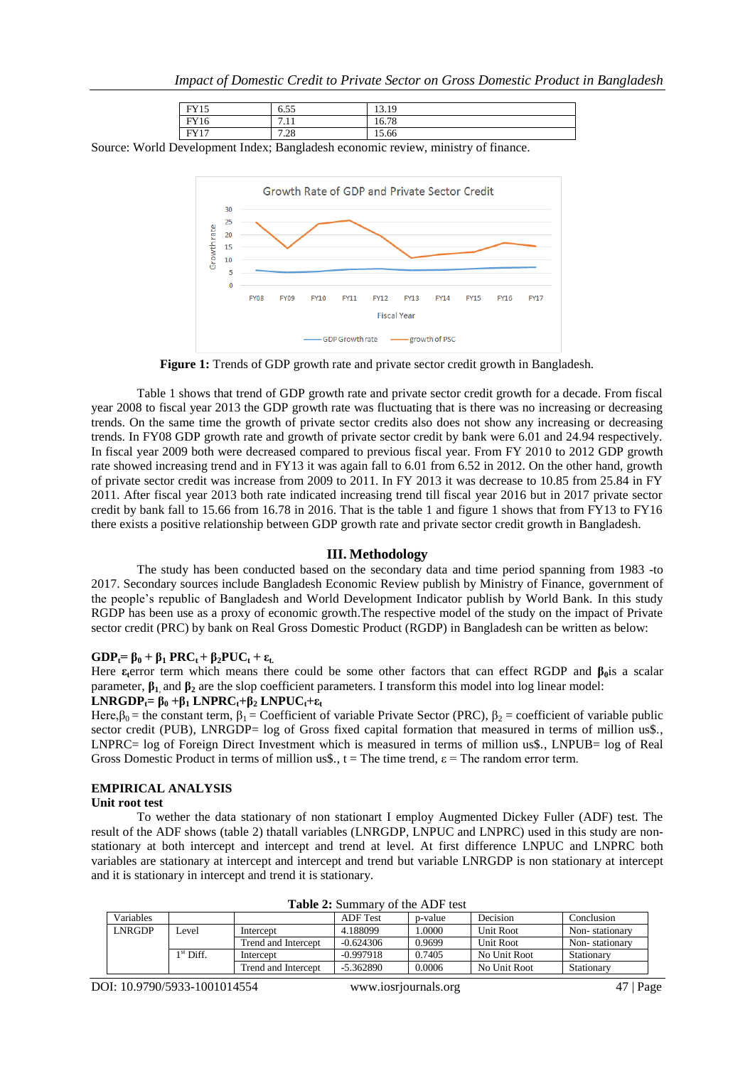| FY15 | 6.55 | 13.19 |
|---|---|---|
| FY16 | 7.11 | 16.78 |
| FY17 | 7.28 | 15.66 |

Source: World Development Index; Bangladesh economic review, ministry of finance.

**Figure 1:** Trends of GDP growth rate and private sector credit growth in Bangladesh.

Table 1 shows that trend of GDP growth rate and private sector credit growth for a decade. From fiscal year 2008 to fiscal year 2013 the GDP growth rate was fluctuating that is there was no increasing or decreasing trends. On the same time the growth of private sector credits also does not show any increasing or decreasing trends. In FY08 GDP growth rate and growth of private sector credit by bank were 6.01 and 24.94 respectively. In fiscal year 2009 both were decreased compared to previous fiscal year. From FY 2010 to 2012 GDP growth rate showed increasing trend and in FY13 it was again fall to 6.01 from 6.52 in 2012. On the other hand, growth of private sector credit was increase from 2009 to 2011. In FY 2013 it was decrease to 10.85 from 25.84 in FY 2011. After fiscal year 2013 both rate indicated increasing trend till fiscal year 2016 but in 2017 private sector credit by bank fall to 15.66 from 16.78 in 2016. That is the table 1 and figure 1 shows that from FY13 to FY16 there exists a positive relationship between GDP growth rate and private sector credit growth in Bangladesh.

## III. Methodology

The study has been conducted based on the secondary data and time period spanning from 1983 -to 2017. Secondary sources include Bangladesh Economic Review publish by Ministry of Finance, government of the people's republic of Bangladesh and World Development Indicator publish by World Bank. In this study RGDP has been use as a proxy of economic growth.The respective model of the study on the impact of Private sector credit (PRC) by bank on Real Gross Domestic Product (RGDP) in Bangladesh can be written as below:

$$\mathbf{GDP_t = \beta_0 + \beta_1 PRC_t + \beta_2 PUC_t + \varepsilon_t}$$

Here $\boldsymbol{\varepsilon_t}$error term which means there could be some other factors that can effect RGDP and $\boldsymbol{\beta_0}$is a scalar parameter, $\boldsymbol{\beta_1}$ and $\boldsymbol{\beta_2}$ are the slop coefficient parameters. I transform this model into log linear model:

$$\mathbf{LNRGDP_t = \beta_0 + \beta_1 LNPRC_t + \beta_2 LNPUC_t + \varepsilon_t}$$

Here,$\beta_0$ = the constant term, $\beta_1$ = Coefficient of variable Private Sector (PRC), $\beta_2$ = coefficient of variable public sector credit (PUB), LNRGDP= log of Gross fixed capital formation that measured in terms of million us\$., LNPRC= log of Foreign Direct Investment which is measured in terms of million us\$., LNPUB= log of Real Gross Domestic Product in terms of million us\$., t = The time trend, $\varepsilon$ = The random error term.

## EMPIRICAL ANALYSIS

### Unit root test

To wether the data stationary of non stationart I employ Augmented Dickey Fuller (ADF) test. The result of the ADF shows (table 2) thatall variables (LNRGDP, LNPUC and LNPRC) used in this study are non-stationary at both intercept and intercept and trend at level. At first difference LNPUC and LNPRC both variables are stationary at intercept and intercept and trend but variable LNRGDP is non stationary at intercept and it is stationary in intercept and trend it is stationary.

**Table 2:** Summary of the ADF test

| Variables | | | ADF Test | p-value | Decision | Conclusion |
|---|---|---|---|---|---|---|
| LNRGDP | Level | Intercept | 4.188099 | 1.0000 | Unit Root | Non- stationary |
| | | Trend and Intercept | -0.624306 | 0.9699 | Unit Root | Non- stationary |
| | 1st Diff. | Intercept | -0.997918 | 0.7405 | No Unit Root | Stationary |
| | | Trend and Intercept | -5.362890 | 0.0006 | No Unit Root | Stationary |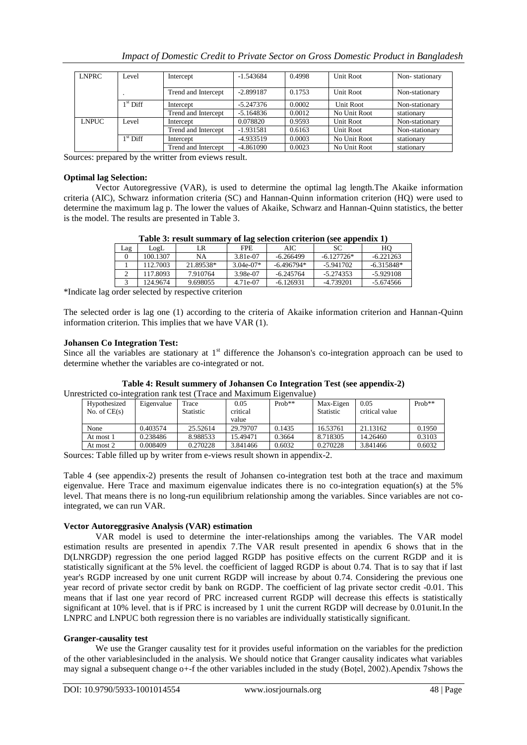| LNPRC | Level | Intercept | -1.543684 | 0.4998 | Unit Root | Non- stationary |
|---|---|---|---|---|---|---|
| | . | Trend and Intercept | -2.899187 | 0.1753 | Unit Root | Non-stationary |
| | $1^{st}$ Diff | Intercept | -5.247376 | 0.0002 | Unit Root | Non-stationary |
| | | Trend and Intercept | -5.164836 | 0.0012 | No Unit Root | stationary |
| LNPUC | Level | Intercept | 0.078820 | 0.9593 | Unit Root | Non-stationary |
| | | Trend and Intercept | -1.931581 | 0.6163 | Unit Root | Non-stationary |
| | $1^{st}$ Diff | Intercept | -4.933519 | 0.0003 | No Unit Root | stationary |
| | | Trend and Intercept | -4.861090 | 0.0023 | No Unit Root | stationary |

Sources: prepared by the writter from eviews result.

**Optimal lag Selection:**

Vector Autoregressive (VAR), is used to determine the optimal lag length.The Akaike information criteria (AIC), Schwarz information criteria (SC) and Hannan-Quinn information criterion (HQ) were used to determine the maximum lag p. The lower the values of Akaike, Schwarz and Hannan-Quinn statistics, the better is the model. The results are presented in Table 3.

**Table 3: result summary of lag selection criterion (see appendix 1)**

| Lag | LogL | LR | FPE | AIC | SC | HQ |
|---|---|---|---|---|---|---|
| 0 | 100.1307 | NA | 3.81e-07 | -6.266499 | -6.127726* | -6.221263 |
| 1 | 112.7003 | 21.89538* | 3.04e-07* | -6.496794* | -5.941702 | -6.315848* |
| 2 | 117.8093 | 7.910764 | 3.98e-07 | -6.245764 | -5.274353 | -5.929108 |
| 3 | 124.9674 | 9.698055 | 4.71e-07 | -6.126931 | -4.739201 | -5.674566 |

*Indicate lag order selected by respective criterion

The selected order is lag one (1) according to the criteria of Akaike information criterion and Hannan-Quinn information criterion. This implies that we have VAR (1).

**Johansen Co Integration Test:**

Since all the variables are stationary at $1^{st}$ difference the Johanson's co-integration approach can be used to determine whether the variables are co-integrated or not.

**Table 4: Result summery of Johansen Co Integration Test (see appendix-2)**

Unrestricted co-integration rank test (Trace and Maximum Eigenvalue)

| Hypothesized No. of CE(s) | Eigenvalue | Trace Statistic | 0.05 critical value | Prob** | Max-Eigen Statistic | 0.05 critical value | Prob** |
|---|---|---|---|---|---|---|---|
| None | 0.403574 | 25.52614 | 29.79707 | 0.1435 | 16.53761 | 21.13162 | 0.1950 |
| At most 1 | 0.238486 | 8.988533 | 15.49471 | 0.3664 | 8.718305 | 14.26460 | 0.3103 |
| At most 2 | 0.008409 | 0.270228 | 3.841466 | 0.6032 | 0.270228 | 3.841466 | 0.6032 |

Sources: Table filled up by writer from e-views result shown in appendix-2.

Table 4 (see appendix-2) presents the result of Johansen co-integration test both at the trace and maximum eigenvalue. Here Trace and maximum eigenvalue indicates there is no co-integration equation(s) at the 5% level. That means there is no long-run equilibrium relationship among the variables. Since variables are not co-integrated, we can run VAR.

**Vector Autoreggrasive Analysis (VAR) estimation**

VAR model is used to determine the inter-relationships among the variables. The VAR model estimation results are presented in apendix 7.The VAR result presented in apendix 6 shows that in the D(LNRGDP) regression the one period lagged RGDP has positive effects on the current RGDP and it is statistically significant at the 5% level. the coefficient of lagged RGDP is about 0.74. That is to say that if last year's RGDP increased by one unit current RGDP will increase by about 0.74. Considering the previous one year record of private sector credit by bank on RGDP. The coefficient of lag private sector credit -0.01. This means that if last one year record of PRC increased current RGDP will decrease this effects is statistically significant at 10% level. that is if PRC is increased by 1 unit the current RGDP will decrease by 0.01unit.In the LNPRC and LNPUC both regression there is no variables are individually statistically significant.

**Granger-causality test**

We use the Granger causality test for it provides useful information on the variables for the prediction of the other variablesincluded in the analysis. We should notice that Granger causality indicates what variables may signal a subsequent change o+-f the other variables included in the study (Boțel, 2002).Apendix 7shows the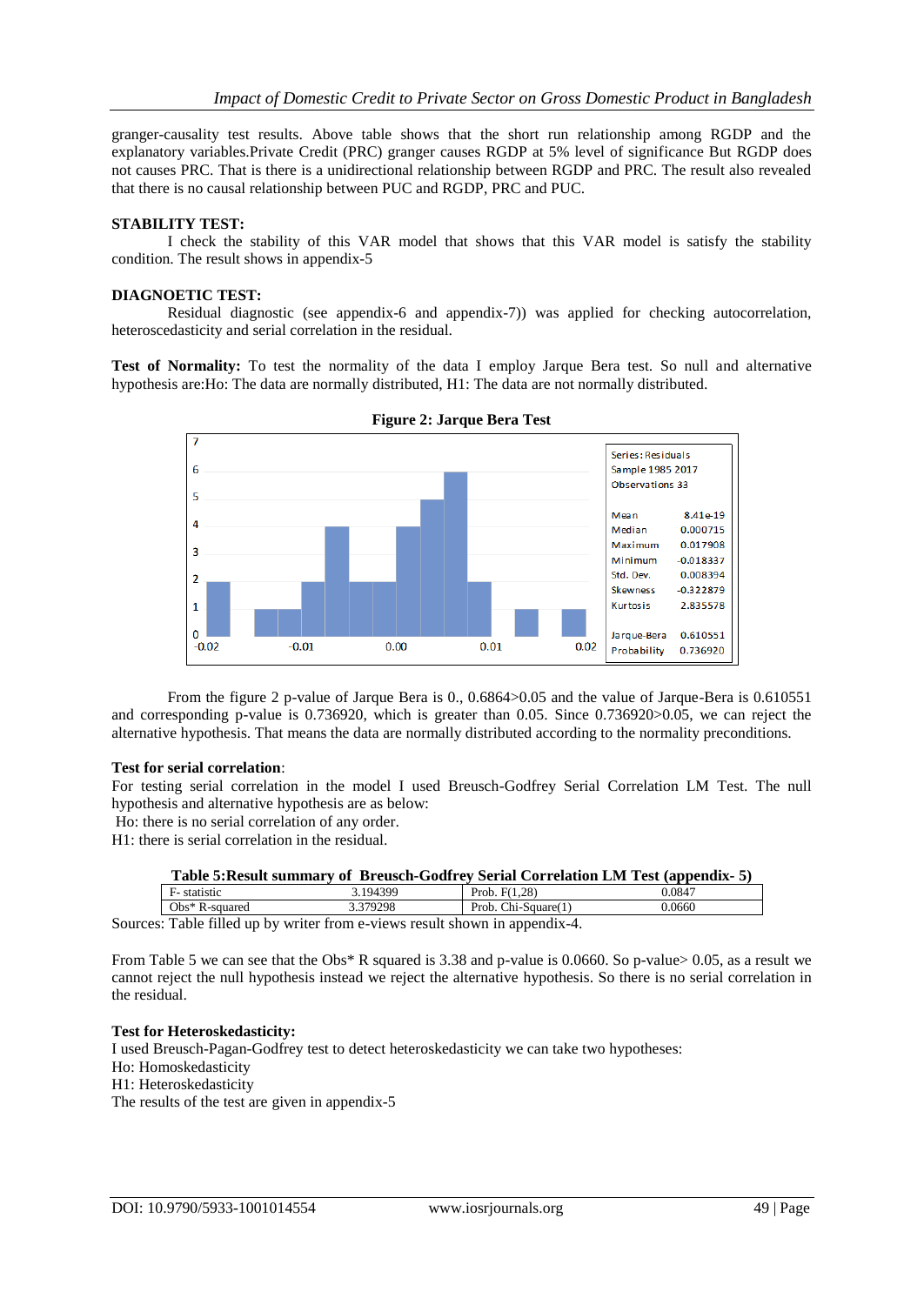granger-causality test results. Above table shows that the short run relationship among RGDP and the explanatory variables.Private Credit (PRC) granger causes RGDP at 5% level of significance But RGDP does not causes PRC. That is there is a unidirectional relationship between RGDP and PRC. The result also revealed that there is no causal relationship between PUC and RGDP, PRC and PUC.

**STABILITY TEST:**

I check the stability of this VAR model that shows that this VAR model is satisfy the stability condition. The result shows in appendix-5

**DIAGNOETIC TEST:**

Residual diagnostic (see appendix-6 and appendix-7)) was applied for checking autocorrelation, heteroscedasticity and serial correlation in the residual.

**Test of Normality:** To test the normality of the data I employ Jarque Bera test. So null and alternative hypothesis are:Ho: The data are normally distributed, H1: The data are not normally distributed.

**Figure 2: Jarque Bera Test**

| Series: Residuals | |
|---|---|
| Sample 1985 2017 | |
| Observations 33 | |
| Mean | 8.41e-19 |
| Median | 0.000715 |
| Maximum | 0.017908 |
| Minimum | -0.018337 |
| Std. Dev. | 0.008394 |
| Skewness | -0.322879 |
| Kurtosis | 2.835578 |
| Jarque-Bera | 0.610551 |
| Probability | 0.736920 |

From the figure 2 p-value of Jarque Bera is 0., 0.6864>0.05 and the value of Jarque-Bera is 0.610551 and corresponding p-value is 0.736920, which is greater than 0.05. Since 0.736920>0.05, we can reject the alternative hypothesis. That means the data are normally distributed according to the normality preconditions.

**Test for serial correlation**:

For testing serial correlation in the model I used Breusch-Godfrey Serial Correlation LM Test. The null hypothesis and alternative hypothesis are as below:

Ho: there is no serial correlation of any order.

H1: there is serial correlation in the residual.

**Table 5:Result summary of Breusch-Godfrey Serial Correlation LM Test (appendix- 5)**

| F- statistic | 3.194399 | Prob. F(1,28) | 0.0847 |
|---|---|---|---|
| Obs* R-squared | 3.379298 | Prob. Chi-Square(1) | 0.0660 |

Sources: Table filled up by writer from e-views result shown in appendix-4.

From Table 5 we can see that the Obs* R squared is 3.38 and p-value is 0.0660. So p-value> 0.05, as a result we cannot reject the null hypothesis instead we reject the alternative hypothesis. So there is no serial correlation in the residual.

**Test for Heteroskedasticity:**

I used Breusch-Pagan-Godfrey test to detect heteroskedasticity we can take two hypotheses:

Ho: Homoskedasticity

H1: Heteroskedasticity

The results of the test are given in appendix-5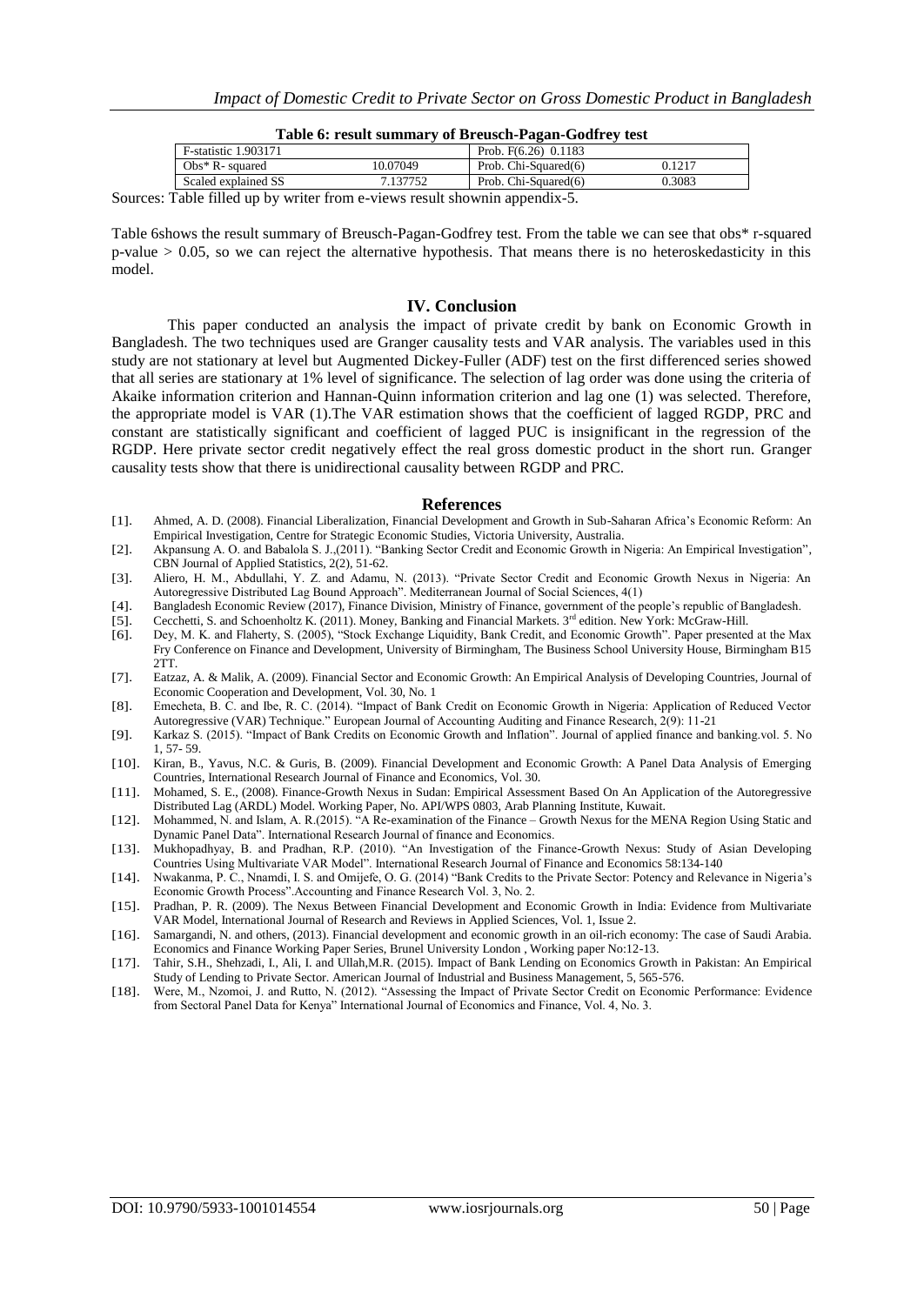**Table 6: result summary of Breusch-Pagan-Godfrey test**

| F-statistic 1.903171 | | Prob. F(6.26) 0.1183 | |
|---|---|---|---|
| Obs* R- squared | 10.07049 | Prob. Chi-Squared(6) | 0.1217 |
| Scaled explained SS | 7.137752 | Prob. Chi-Squared(6) | 0.3083 |

Sources: Table filled up by writer from e-views result shownin appendix-5.

Table 6shows the result summary of Breusch-Pagan-Godfrey test. From the table we can see that obs* r-squared p-value > 0.05, so we can reject the alternative hypothesis. That means there is no heteroskedasticity in this model.

## IV. Conclusion

This paper conducted an analysis the impact of private credit by bank on Economic Growth in Bangladesh. The two techniques used are Granger causality tests and VAR analysis. The variables used in this study are not stationary at level but Augmented Dickey-Fuller (ADF) test on the first differenced series showed that all series are stationary at 1% level of significance. The selection of lag order was done using the criteria of Akaike information criterion and Hannan-Quinn information criterion and lag one (1) was selected. Therefore, the appropriate model is VAR (1).The VAR estimation shows that the coefficient of lagged RGDP, PRC and constant are statistically significant and coefficient of lagged PUC is insignificant in the regression of the RGDP. Here private sector credit negatively effect the real gross domestic product in the short run. Granger causality tests show that there is unidirectional causality between RGDP and PRC.

## References

[1]. Ahmed, A. D. (2008). Financial Liberalization, Financial Development and Growth in Sub-Saharan Africa's Economic Reform: An Empirical Investigation, Centre for Strategic Economic Studies, Victoria University, Australia.

[2]. Akpansung A. O. and Babalola S. J.,(2011). "Banking Sector Credit and Economic Growth in Nigeria: An Empirical Investigation", CBN Journal of Applied Statistics, 2(2), 51-62.

[3]. Aliero, H. M., Abdullahi, Y. Z. and Adamu, N. (2013). "Private Sector Credit and Economic Growth Nexus in Nigeria: An Autoregressive Distributed Lag Bound Approach". Mediterranean Journal of Social Sciences, 4(1)

[4]. Bangladesh Economic Review (2017), Finance Division, Ministry of Finance, government of the people's republic of Bangladesh.

[5]. Cecchetti, S. and Schoenholtz K. (2011). Money, Banking and Financial Markets. 3rd edition. New York: McGraw-Hill.

[6]. Dey, M. K. and Flaherty, S. (2005), "Stock Exchange Liquidity, Bank Credit, and Economic Growth". Paper presented at the Max Fry Conference on Finance and Development, University of Birmingham, The Business School University House, Birmingham B15 2TT.

[7]. Eatzaz, A. & Malik, A. (2009). Financial Sector and Economic Growth: An Empirical Analysis of Developing Countries, Journal of Economic Cooperation and Development, Vol. 30, No. 1

[8]. Emecheta, B. C. and Ibe, R. C. (2014). "Impact of Bank Credit on Economic Growth in Nigeria: Application of Reduced Vector Autoregressive (VAR) Technique." European Journal of Accounting Auditing and Finance Research, 2(9): 11-21

[9]. Karkaz S. (2015). "Impact of Bank Credits on Economic Growth and Inflation". Journal of applied finance and banking.vol. 5. No 1, 57- 59.

[10]. Kiran, B., Yavus, N.C. & Guris, B. (2009). Financial Development and Economic Growth: A Panel Data Analysis of Emerging Countries, International Research Journal of Finance and Economics, Vol. 30.

[11]. Mohamed, S. E., (2008). Finance-Growth Nexus in Sudan: Empirical Assessment Based On An Application of the Autoregressive Distributed Lag (ARDL) Model. Working Paper, No. API/WPS 0803, Arab Planning Institute, Kuwait.

[12]. Mohammed, N. and Islam, A. R.(2015). "A Re-examination of the Finance – Growth Nexus for the MENA Region Using Static and Dynamic Panel Data". International Research Journal of finance and Economics.

[13]. Mukhopadhyay, B. and Pradhan, R.P. (2010). "An Investigation of the Finance-Growth Nexus: Study of Asian Developing Countries Using Multivariate VAR Model". International Research Journal of Finance and Economics 58:134-140

[14]. Nwakanma, P. C., Nnamdi, I. S. and Omijefe, O. G. (2014) "Bank Credits to the Private Sector: Potency and Relevance in Nigeria's Economic Growth Process".Accounting and Finance Research Vol. 3, No. 2.

[15]. Pradhan, P. R. (2009). The Nexus Between Financial Development and Economic Growth in India: Evidence from Multivariate VAR Model, International Journal of Research and Reviews in Applied Sciences, Vol. 1, Issue 2.

[16]. Samargandi, N. and others, (2013). Financial development and economic growth in an oil-rich economy: The case of Saudi Arabia. Economics and Finance Working Paper Series, Brunel University London , Working paper No:12-13.

[17]. Tahir, S.H., Shehzadi, I., Ali, I. and Ullah,M.R. (2015). Impact of Bank Lending on Economics Growth in Pakistan: An Empirical Study of Lending to Private Sector. American Journal of Industrial and Business Management, 5, 565-576.

[18]. Were, M., Nzomoi, J. and Rutto, N. (2012). "Assessing the Impact of Private Sector Credit on Economic Performance: Evidence from Sectoral Panel Data for Kenya" International Journal of Economics and Finance, Vol. 4, No. 3.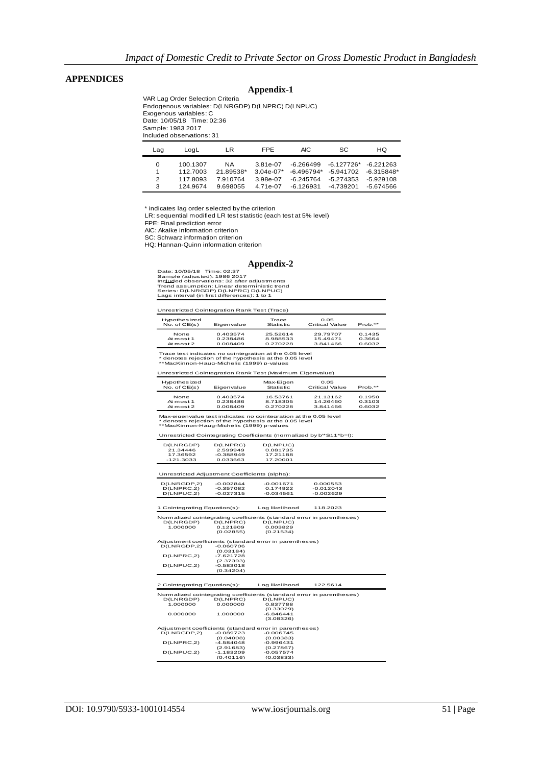# APPENDICES

## Appendix-1

VAR Lag Order Selection Criteria
Endogenous variables: D(LNRGDP) D(LNPRC) D(LNPUC)
Exogenous variables: C
Date: 10/05/18 Time: 02:36
Sample: 1983 2017
Included observations: 31

| Lag | LogL | LR | FPE | AIC | SC | HQ |
|---|---|---|---|---|---|---|
| 0 | 100.1307 | NA | 3.81e-07 | -6.266499 | -6.127726* | -6.221263 |
| 1 | 112.7003 | 21.89538* | 3.04e-07* | -6.496794* | -5.941702 | -6.315848* |
| 2 | 117.8093 | 7.910764 | 3.98e-07 | -6.245764 | -5.274353 | -5.929108 |
| 3 | 124.9674 | 9.698055 | 4.71e-07 | -6.126931 | -4.739201 | -5.674566 |

\* indicates lag order selected by the criterion
LR: sequential modified LR test statistic (each test at 5% level)
FPE: Final prediction error
AIC: Akaike information criterion
SC: Schwarz information criterion
HQ: Hannan-Quinn information criterion

## Appendix-2

Date: 10/05/18 Time: 02:37
Sample (adjusted): 1986 2017
Included observations: 32 after adjustments
Trend assumption: Linear deterministic trend
Series: D(LNRGDP) D(LNPRC) D(LNPUC)
Lags interval (in first differences): 1 to 1

Unrestricted Cointegration Rank Test (Trace)

| Hypothesized No. of CE(s) | Eigenvalue | Trace Statistic | 0.05 Critical Value | Prob.** |
|---|---|---|---|---|
| None | 0.403574 | 25.52614 | 29.79707 | 0.1435 |
| At most 1 | 0.238486 | 8.988533 | 15.49471 | 0.3664 |
| At most 2 | 0.008409 | 0.270228 | 3.841466 | 0.6032 |

Trace test indicates no cointegration at the 0.05 level
\* denotes rejection of the hypothesis at the 0.05 level
**MacKinnon-Haug-Michelis (1999) p-values

Unrestricted Cointegration Rank Test (Maximum Eigenvalue)

| Hypothesized No. of CE(s) | Eigenvalue | Max-Eigen Statistic | 0.05 Critical Value | Prob.** |
|---|---|---|---|---|
| None | 0.403574 | 16.53761 | 21.13162 | 0.1950 |
| At most 1 | 0.238486 | 8.718305 | 14.26460 | 0.3103 |
| At most 2 | 0.008409 | 0.270228 | 3.841466 | 0.6032 |

Max-eigenvalue test indicates no cointegration at the 0.05 level
\* denotes rejection of the hypothesis at the 0.05 level
**MacKinnon-Haug-Michelis (1999) p-values

Unrestricted Cointegrating Coefficients (normalized by b'*S11*b=I):

| D(LNRGDP) | D(LNPRC) | D(LNPUC) |
|---|---|---|
| 21.34446 | 2.599949 | 0.081735 |
| 17.36592 | -0.388949 | 17.21188 |
| -121.3033 | 0.033663 | 17.20001 |

Unrestricted Adjustment Coefficients (alpha):

| | | | |
|---|---|---|---|
| D(LNRGDP,2) | -0.002844 | -0.001671 | 0.000553 |
| D(LNPRC,2) | -0.357082 | 0.174922 | -0.012043 |
| D(LNPUC,2) | -0.027315 | -0.034561 | -0.002629 |

1 Cointegrating Equation(s): Log likelihood 118.2023

Normalized cointegrating coefficients (standard error in parentheses)

| D(LNRGDP) | D(LNPRC) | D(LNPUC) |
|---|---|---|
| 1.000000 | 0.121809 | 0.003829 |
| | (0.02855) | (0.21534) |

Adjustment coefficients (standard error in parentheses)

| | |
|---|---|
| D(LNRGDP,2) | -0.060706 |
| | (0.03184) |
| D(LNPRC,2) | -7.621728 |
| | (2.37393) |
| D(LNPUC,2) | -0.583018 |
| | (0.34204) |

2 Cointegrating Equation(s): Log likelihood 122.5614

Normalized cointegrating coefficients (standard error in parentheses)

| D(LNRGDP) | D(LNPRC) | D(LNPUC) |
|---|---|---|
| 1.000000 | 0.000000 | 0.837788 |
| | | (0.33029) |
| 0.000000 | 1.000000 | -6.846441 |
| | | (3.08326) |

Adjustment coefficients (standard error in parentheses)

| | | |
|---|---|---|
| D(LNRGDP,2) | -0.089723 | -0.006745 |
| | (0.04008) | (0.00383) |
| D(LNPRC,2) | -4.584048 | -0.996431 |
| | (2.91683) | (0.27867) |
| D(LNPUC,2) | -1.183209 | -0.057574 |
| | (0.40116) | (0.03833) |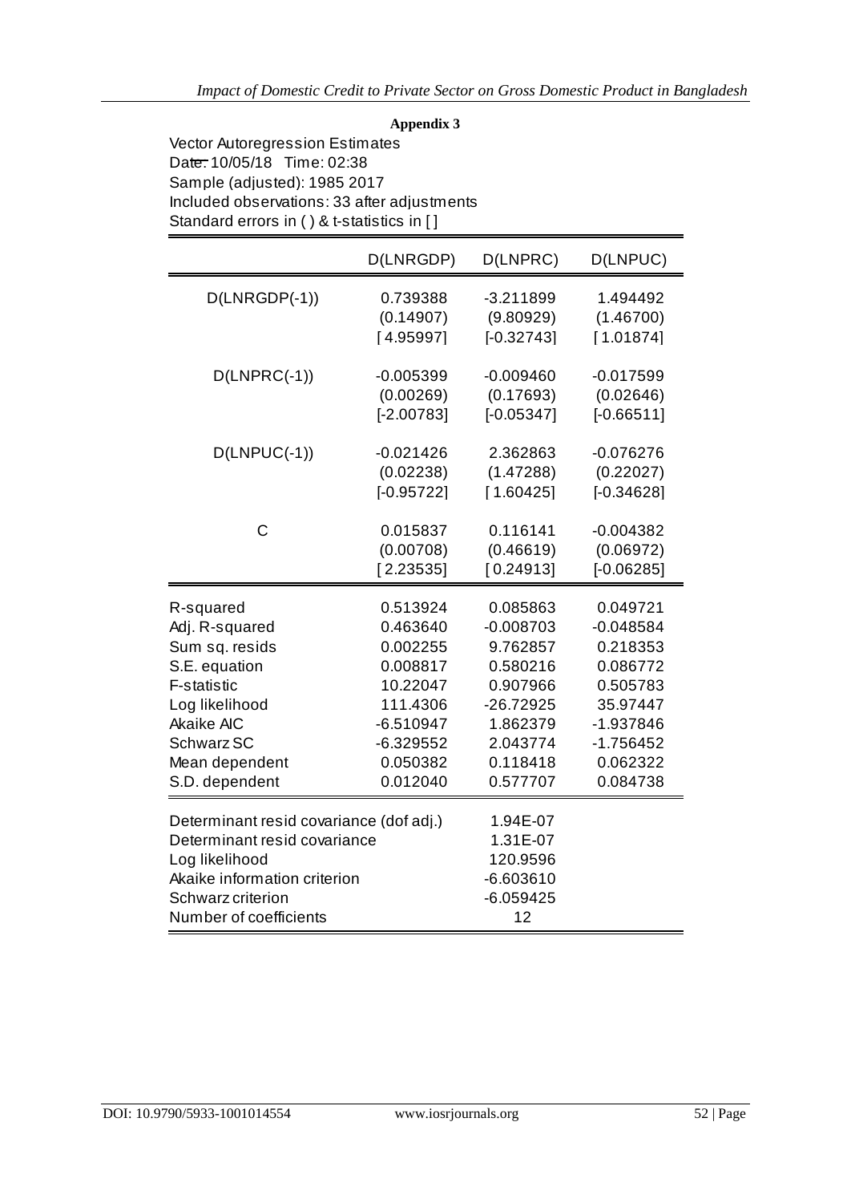**Appendix 3**

Vector Autoregression Estimates
Date: 10/05/18 Time: 02:38
Sample (adjusted): 1985 2017
Included observations: 33 after adjustments
Standard errors in ( ) & t-statistics in [ ]

| | D(LNRGDP) | D(LNPRC) | D(LNPUC) |
|---|---|---|---|
| D(LNRGDP(-1)) | 0.739388 | -3.211899 | 1.494492 |
| | (0.14907) | (9.80929) | (1.46700) |
| | [ 4.95997] | [-0.32743] | [ 1.01874] |
| D(LNPRC(-1)) | -0.005399 | -0.009460 | -0.017599 |
| | (0.00269) | (0.17693) | (0.02646) |
| | [-2.00783] | [-0.05347] | [-0.66511] |
| D(LNPUC(-1)) | -0.021426 | 2.362863 | -0.076276 |
| | (0.02238) | (1.47288) | (0.22027) |
| | [-0.95722] | [ 1.60425] | [-0.34628] |
| C | 0.015837 | 0.116141 | -0.004382 |
| | (0.00708) | (0.46619) | (0.06972) |
| | [ 2.23535] | [ 0.24913] | [-0.06285] |
| R-squared | 0.513924 | 0.085863 | 0.049721 |
| Adj. R-squared | 0.463640 | -0.008703 | -0.048584 |
| Sum sq. resids | 0.002255 | 9.762857 | 0.218353 |
| S.E. equation | 0.008817 | 0.580216 | 0.086772 |
| F-statistic | 10.22047 | 0.907966 | 0.505783 |
| Log likelihood | 111.4306 | -26.72925 | 35.97447 |
| Akaike AIC | -6.510947 | 1.862379 | -1.937846 |
| Schwarz SC | -6.329552 | 2.043774 | -1.756452 |
| Mean dependent | 0.050382 | 0.118418 | 0.062322 |
| S.D. dependent | 0.012040 | 0.577707 | 0.084738 |

| | |
|---|---|
| Determinant resid covariance (dof adj.) | 1.94E-07 |
| Determinant resid covariance | 1.31E-07 |
| Log likelihood | 120.9596 |
| Akaike information criterion | -6.603610 |
| Schwarz criterion | -6.059425 |
| Number of coefficients | 12 |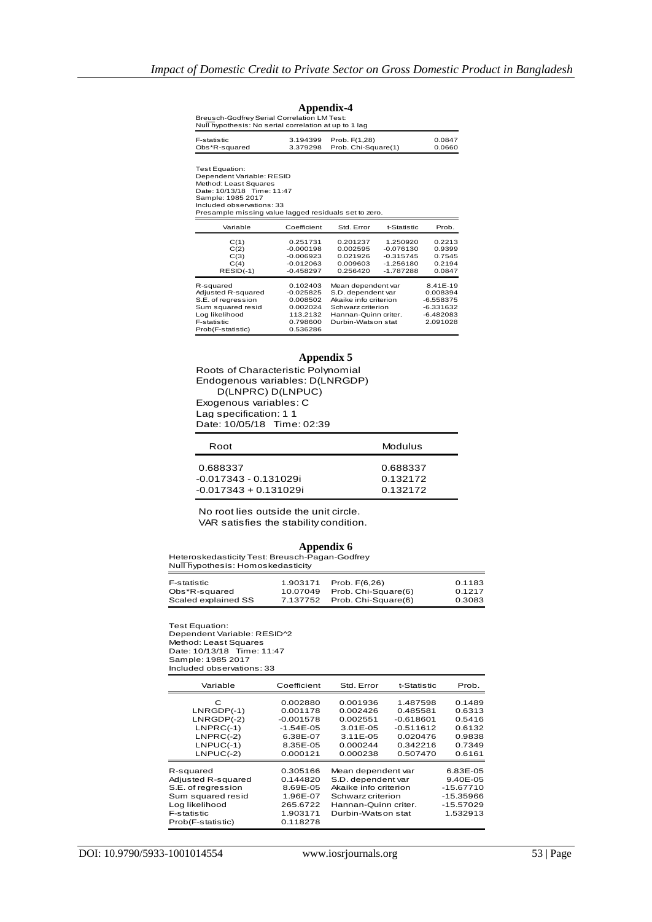## Appendix-4

Breusch-Godfrey Serial Correlation LM Test:
Null hypothesis: No serial correlation at up to 1 lag

| | | | |
|---|---|---|---|
| F-statistic | 3.194399 | Prob. F(1,28) | 0.0847 |
| Obs*R-squared | 3.379298 | Prob. Chi-Square(1) | 0.0660 |

Test Equation:
Dependent Variable: RESID
Method: Least Squares
Date: 10/13/18 Time: 11:47
Sample: 1985 2017
Included observations: 33
Presample missing value lagged residuals set to zero.

| Variable | Coefficient | Std. Error | t-Statistic | Prob. |
|---|---|---|---|---|
| C(1) | 0.251731 | 0.201237 | 1.250920 | 0.2213 |
| C(2) | -0.000198 | 0.002595 | -0.076130 | 0.9399 |
| C(3) | -0.006923 | 0.021926 | -0.315745 | 0.7545 |
| C(4) | -0.012063 | 0.009603 | -1.256180 | 0.2194 |
| RESID(-1) | -0.458297 | 0.256420 | -1.787288 | 0.0847 |

| | | | |
|---|---|---|---|
| R-squared | 0.102403 | Mean dependent var | 8.41E-19 |
| Adjusted R-squared | -0.025825 | S.D. dependent var | 0.008394 |
| S.E. of regression | 0.008502 | Akaike info criterion | -6.558375 |
| Sum squared resid | 0.002024 | Schwarz criterion | -6.331632 |
| Log likelihood | 113.2132 | Hannan-Quinn criter. | -6.482083 |
| F-statistic | 0.798600 | Durbin-Watson stat | 2.091028 |
| Prob(F-statistic) | 0.536286 | | |

## Appendix 5

Roots of Characteristic Polynomial
Endogenous variables: D(LNRGDP) D(LNPRC) D(LNPUC)
Exogenous variables: C
Lag specification: 1 1
Date: 10/05/18 Time: 02:39

| Root | Modulus |
|---|---|
| 0.688337 | 0.688337 |
| -0.017343 - 0.131029i | 0.132172 |
| -0.017343 + 0.131029i | 0.132172 |

No root lies outside the unit circle.
VAR satisfies the stability condition.

## Appendix 6

Heteroskedasticity Test: Breusch-Pagan-Godfrey
Null hypothesis: Homoskedasticity

| | | | |
|---|---|---|---|
| F-statistic | 1.903171 | Prob. F(6,26) | 0.1183 |
| Obs*R-squared | 10.07049 | Prob. Chi-Square(6) | 0.1217 |
| Scaled explained SS | 7.137752 | Prob. Chi-Square(6) | 0.3083 |

Test Equation:
Dependent Variable: RESID^2
Method: Least Squares
Date: 10/13/18 Time: 11:47
Sample: 1985 2017
Included observations: 33

| Variable | Coefficient | Std. Error | t-Statistic | Prob. |
|---|---|---|---|---|
| C | 0.002880 | 0.001936 | 1.487598 | 0.1489 |
| LNRGDP(-1) | 0.001178 | 0.002426 | 0.485581 | 0.6313 |
| LNRGDP(-2) | -0.001578 | 0.002551 | -0.618601 | 0.5416 |
| LNPRC(-1) | -1.54E-05 | 3.01E-05 | -0.511612 | 0.6132 |
| LNPRC(-2) | 6.38E-07 | 3.11E-05 | 0.020476 | 0.9838 |
| LNPUC(-1) | 8.35E-05 | 0.000244 | 0.342216 | 0.7349 |
| LNPUC(-2) | 0.000121 | 0.000238 | 0.507470 | 0.6161 |

| | | | |
|---|---|---|---|
| R-squared | 0.305166 | Mean dependent var | 6.83E-05 |
| Adjusted R-squared | 0.144820 | S.D. dependent var | 9.40E-05 |
| S.E. of regression | 8.69E-05 | Akaike info criterion | -15.67710 |
| Sum squared resid | 1.96E-07 | Schwarz criterion | -15.35966 |
| Log likelihood | 265.6722 | Hannan-Quinn criter. | -15.57029 |
| F-statistic | 1.903171 | Durbin-Watson stat | 1.532913 |
| Prob(F-statistic) | 0.118278 | | |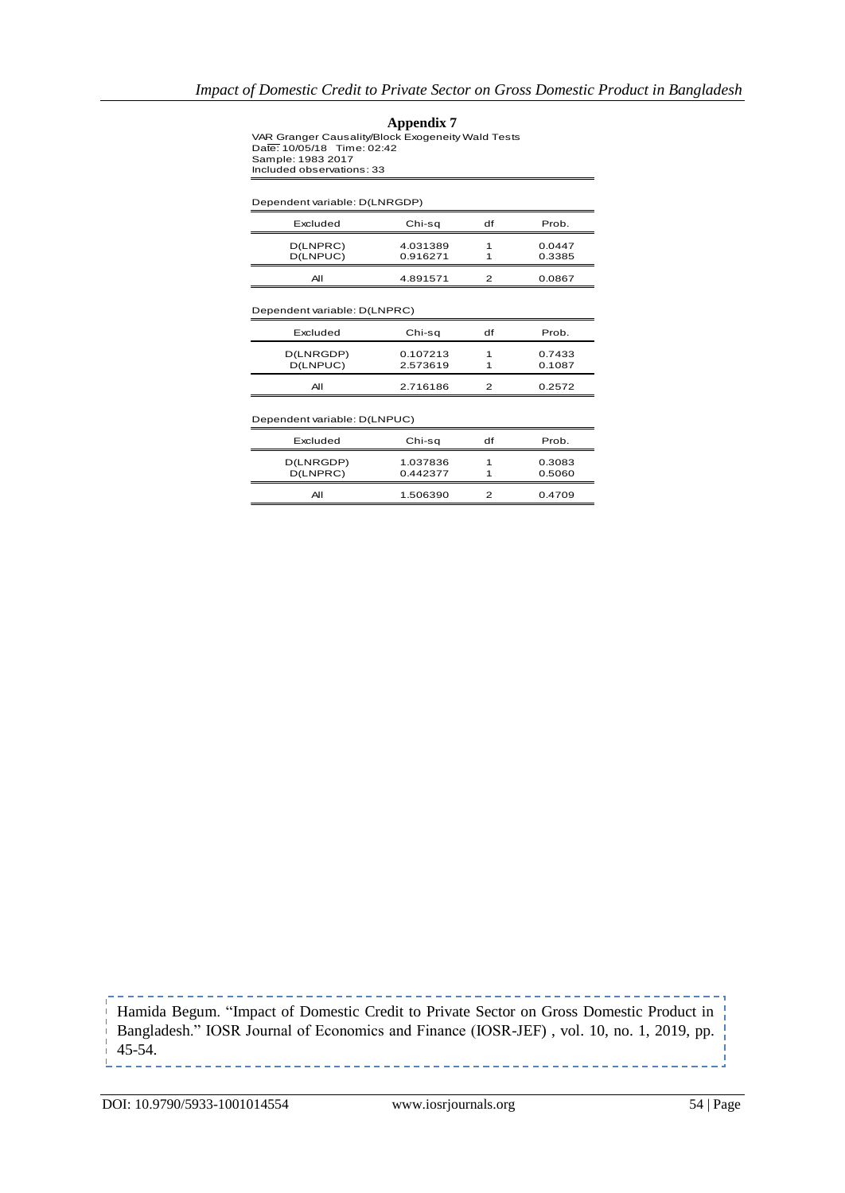## Appendix 7

VAR Granger Causality/Block Exogeneity Wald Tests
Date: 10/05/18 Time: 02:42
Sample: 1983 2017
Included observations: 33

Dependent variable: D(LNRGDP)

| Excluded | Chi-sq | df | Prob. |
|---|---|---|---|
| D(LNPRC) | 4.031389 | 1 | 0.0447 |
| D(LNPUC) | 0.916271 | 1 | 0.3385 |
| All | 4.891571 | 2 | 0.0867 |

Dependent variable: D(LNPRC)

| Excluded | Chi-sq | df | Prob. |
|---|---|---|---|
| D(LNRGDP) | 0.107213 | 1 | 0.7433 |
| D(LNPUC) | 2.573619 | 1 | 0.1087 |
| All | 2.716186 | 2 | 0.2572 |

Dependent variable: D(LNPUC)

| Excluded | Chi-sq | df | Prob. |
|---|---|---|---|
| D(LNRGDP) | 1.037836 | 1 | 0.3083 |
| D(LNPRC) | 0.442377 | 1 | 0.5060 |
| All | 1.506390 | 2 | 0.4709 |

Hamida Begum. "Impact of Domestic Credit to Private Sector on Gross Domestic Product in Bangladesh." IOSR Journal of Economics and Finance (IOSR-JEF) , vol. 10, no. 1, 2019, pp. 45-54.